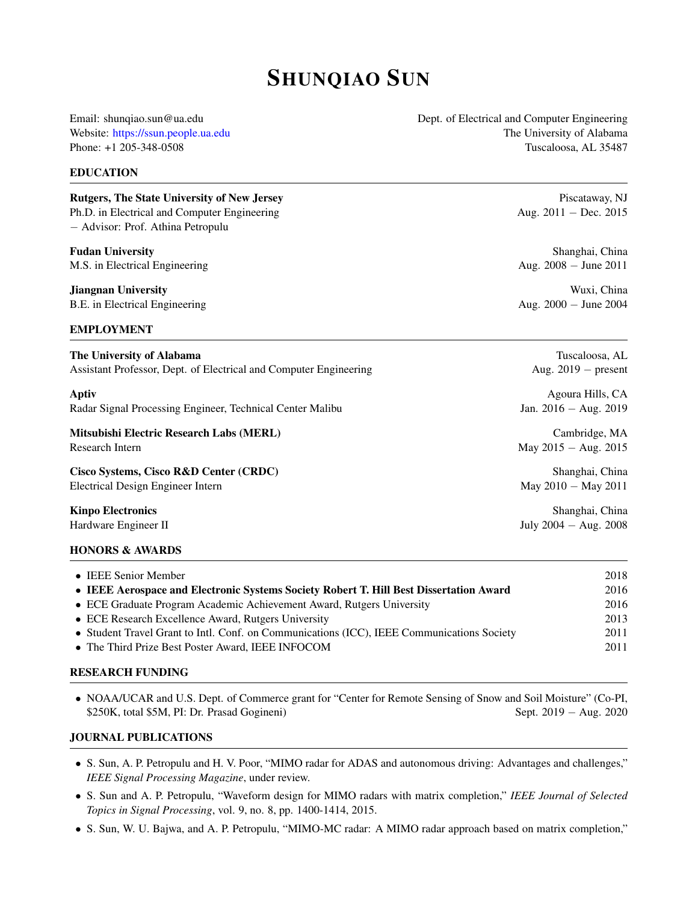# Shunqiao Sun

Email: shunqiao.sun@ua.edu
Website: https://ssun.people.ua.edu
Phone: +1 205-348-0508

Dept. of Electrical and Computer Engineering
The University of Alabama
Tuscaloosa, AL 35487

## EDUCATION

**Rutgers, The State University of New Jersey** — Piscataway, NJ
Ph.D. in Electrical and Computer Engineering — Aug. 2011 – Dec. 2015
– Advisor: Prof. Athina Petropulu

**Fudan University** — Shanghai, China
M.S. in Electrical Engineering — Aug. 2008 – June 2011

**Jiangnan University** — Wuxi, China
B.E. in Electrical Engineering — Aug. 2000 – June 2004

## EMPLOYMENT

**The University of Alabama** — Tuscaloosa, AL
Assistant Professor, Dept. of Electrical and Computer Engineering — Aug. 2019 – present

**Aptiv** — Agoura Hills, CA
Radar Signal Processing Engineer, Technical Center Malibu — Jan. 2016 – Aug. 2019

**Mitsubishi Electric Research Labs (MERL)** — Cambridge, MA
Research Intern — May 2015 – Aug. 2015

**Cisco Systems, Cisco R&D Center (CRDC)** — Shanghai, China
Electrical Design Engineer Intern — May 2010 – May 2011

**Kinpo Electronics** — Shanghai, China
Hardware Engineer II — July 2004 – Aug. 2008

## HONORS & AWARDS

- IEEE Senior Member — 2018
- **IEEE Aerospace and Electronic Systems Society Robert T. Hill Best Dissertation Award** — 2016
- ECE Graduate Program Academic Achievement Award, Rutgers University — 2016
- ECE Research Excellence Award, Rutgers University — 2013
- Student Travel Grant to Intl. Conf. on Communications (ICC), IEEE Communications Society — 2011
- The Third Prize Best Poster Award, IEEE INFOCOM — 2011

## RESEARCH FUNDING

- NOAA/UCAR and U.S. Dept. of Commerce grant for "Center for Remote Sensing of Snow and Soil Moisture" (Co-PI, $250K, total $5M, PI: Dr. Prasad Gogineni) — Sept. 2019 – Aug. 2020

## JOURNAL PUBLICATIONS

- S. Sun, A. P. Petropulu and H. V. Poor, "MIMO radar for ADAS and autonomous driving: Advantages and challenges," *IEEE Signal Processing Magazine*, under review.
- S. Sun and A. P. Petropulu, "Waveform design for MIMO radars with matrix completion," *IEEE Journal of Selected Topics in Signal Processing*, vol. 9, no. 8, pp. 1400-1414, 2015.
- S. Sun, W. U. Bajwa, and A. P. Petropulu, "MIMO-MC radar: A MIMO radar approach based on matrix completion,"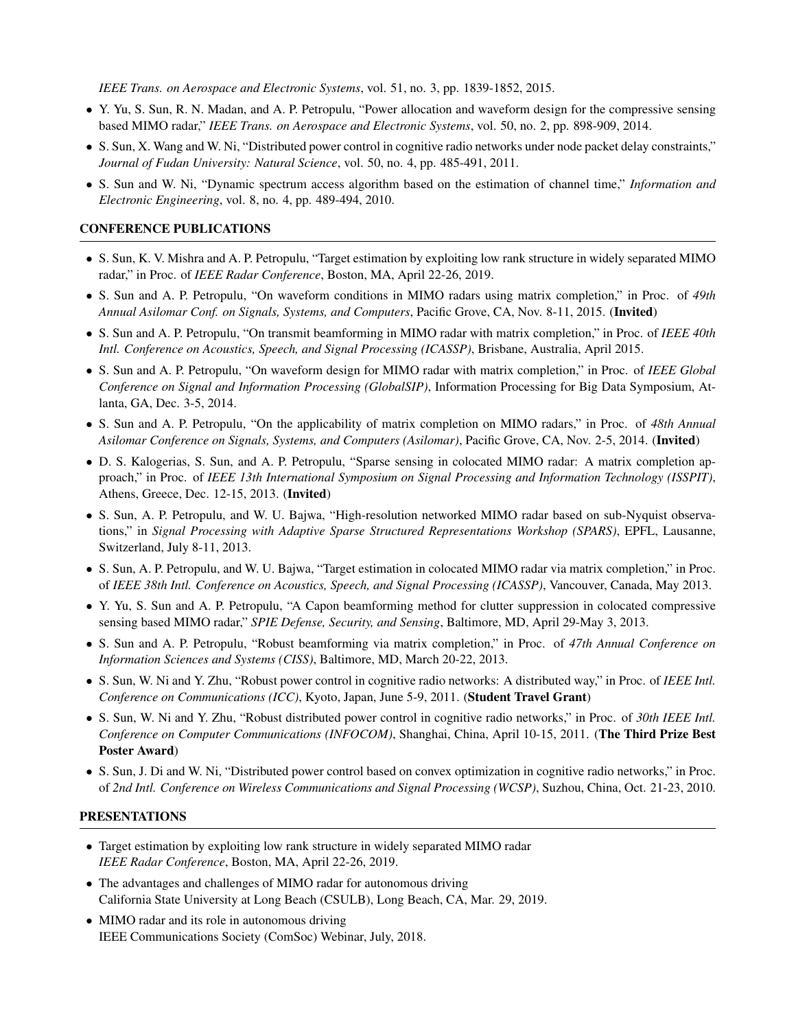*IEEE Trans. on Aerospace and Electronic Systems*, vol. 51, no. 3, pp. 1839-1852, 2015.

- Y. Yu, S. Sun, R. N. Madan, and A. P. Petropulu, "Power allocation and waveform design for the compressive sensing based MIMO radar," *IEEE Trans. on Aerospace and Electronic Systems*, vol. 50, no. 2, pp. 898-909, 2014.
- S. Sun, X. Wang and W. Ni, "Distributed power control in cognitive radio networks under node packet delay constraints," *Journal of Fudan University: Natural Science*, vol. 50, no. 4, pp. 485-491, 2011.
- S. Sun and W. Ni, "Dynamic spectrum access algorithm based on the estimation of channel time," *Information and Electronic Engineering*, vol. 8, no. 4, pp. 489-494, 2010.

## CONFERENCE PUBLICATIONS

- S. Sun, K. V. Mishra and A. P. Petropulu, "Target estimation by exploiting low rank structure in widely separated MIMO radar," in Proc. of *IEEE Radar Conference*, Boston, MA, April 22-26, 2019.
- S. Sun and A. P. Petropulu, "On waveform conditions in MIMO radars using matrix completion," in Proc. of *49th Annual Asilomar Conf. on Signals, Systems, and Computers*, Pacific Grove, CA, Nov. 8-11, 2015. (**Invited**)
- S. Sun and A. P. Petropulu, "On transmit beamforming in MIMO radar with matrix completion," in Proc. of *IEEE 40th Intl. Conference on Acoustics, Speech, and Signal Processing (ICASSP)*, Brisbane, Australia, April 2015.
- S. Sun and A. P. Petropulu, "On waveform design for MIMO radar with matrix completion," in Proc. of *IEEE Global Conference on Signal and Information Processing (GlobalSIP)*, Information Processing for Big Data Symposium, Atlanta, GA, Dec. 3-5, 2014.
- S. Sun and A. P. Petropulu, "On the applicability of matrix completion on MIMO radars," in Proc. of *48th Annual Asilomar Conference on Signals, Systems, and Computers (Asilomar)*, Pacific Grove, CA, Nov. 2-5, 2014. (**Invited**)
- D. S. Kalogerias, S. Sun, and A. P. Petropulu, "Sparse sensing in colocated MIMO radar: A matrix completion approach," in Proc. of *IEEE 13th International Symposium on Signal Processing and Information Technology (ISSPIT)*, Athens, Greece, Dec. 12-15, 2013. (**Invited**)
- S. Sun, A. P. Petropulu, and W. U. Bajwa, "High-resolution networked MIMO radar based on sub-Nyquist observations," in *Signal Processing with Adaptive Sparse Structured Representations Workshop (SPARS)*, EPFL, Lausanne, Switzerland, July 8-11, 2013.
- S. Sun, A. P. Petropulu, and W. U. Bajwa, "Target estimation in colocated MIMO radar via matrix completion," in Proc. of *IEEE 38th Intl. Conference on Acoustics, Speech, and Signal Processing (ICASSP)*, Vancouver, Canada, May 2013.
- Y. Yu, S. Sun and A. P. Petropulu, "A Capon beamforming method for clutter suppression in colocated compressive sensing based MIMO radar," *SPIE Defense, Security, and Sensing*, Baltimore, MD, April 29-May 3, 2013.
- S. Sun and A. P. Petropulu, "Robust beamforming via matrix completion," in Proc. of *47th Annual Conference on Information Sciences and Systems (CISS)*, Baltimore, MD, March 20-22, 2013.
- S. Sun, W. Ni and Y. Zhu, "Robust power control in cognitive radio networks: A distributed way," in Proc. of *IEEE Intl. Conference on Communications (ICC)*, Kyoto, Japan, June 5-9, 2011. (**Student Travel Grant**)
- S. Sun, W. Ni and Y. Zhu, "Robust distributed power control in cognitive radio networks," in Proc. of *30th IEEE Intl. Conference on Computer Communications (INFOCOM)*, Shanghai, China, April 10-15, 2011. (**The Third Prize Best Poster Award**)
- S. Sun, J. Di and W. Ni, "Distributed power control based on convex optimization in cognitive radio networks," in Proc. of *2nd Intl. Conference on Wireless Communications and Signal Processing (WCSP)*, Suzhou, China, Oct. 21-23, 2010.

## PRESENTATIONS

- Target estimation by exploiting low rank structure in widely separated MIMO radar  
  *IEEE Radar Conference*, Boston, MA, April 22-26, 2019.
- The advantages and challenges of MIMO radar for autonomous driving  
  California State University at Long Beach (CSULB), Long Beach, CA, Mar. 29, 2019.
- MIMO radar and its role in autonomous driving  
  IEEE Communications Society (ComSoc) Webinar, July, 2018.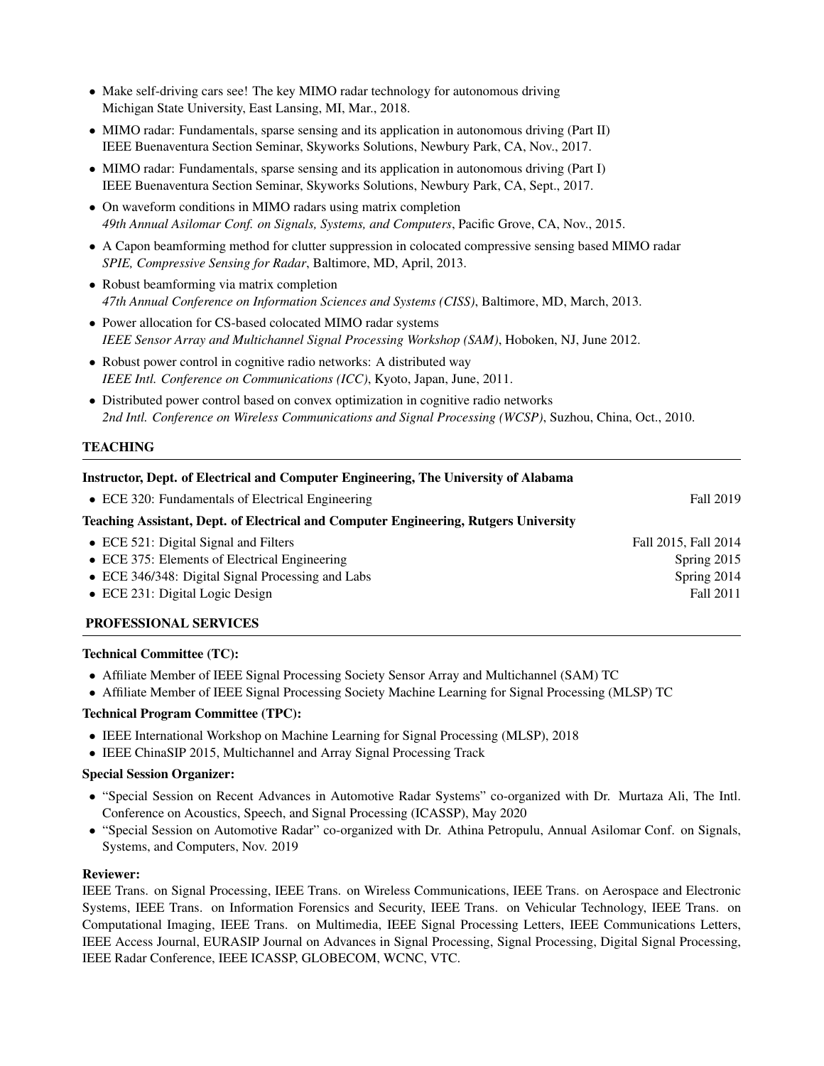- Make self-driving cars see! The key MIMO radar technology for autonomous driving
  Michigan State University, East Lansing, MI, Mar., 2018.
- MIMO radar: Fundamentals, sparse sensing and its application in autonomous driving (Part II)
  IEEE Buenaventura Section Seminar, Skyworks Solutions, Newbury Park, CA, Nov., 2017.
- MIMO radar: Fundamentals, sparse sensing and its application in autonomous driving (Part I)
  IEEE Buenaventura Section Seminar, Skyworks Solutions, Newbury Park, CA, Sept., 2017.
- On waveform conditions in MIMO radars using matrix completion
  *49th Annual Asilomar Conf. on Signals, Systems, and Computers*, Pacific Grove, CA, Nov., 2015.
- A Capon beamforming method for clutter suppression in colocated compressive sensing based MIMO radar
  *SPIE, Compressive Sensing for Radar*, Baltimore, MD, April, 2013.
- Robust beamforming via matrix completion
  *47th Annual Conference on Information Sciences and Systems (CISS)*, Baltimore, MD, March, 2013.
- Power allocation for CS-based colocated MIMO radar systems
  *IEEE Sensor Array and Multichannel Signal Processing Workshop (SAM)*, Hoboken, NJ, June 2012.
- Robust power control in cognitive radio networks: A distributed way
  *IEEE Intl. Conference on Communications (ICC)*, Kyoto, Japan, June, 2011.
- Distributed power control based on convex optimization in cognitive radio networks
  *2nd Intl. Conference on Wireless Communications and Signal Processing (WCSP)*, Suzhou, China, Oct., 2010.

## TEACHING

**Instructor, Dept. of Electrical and Computer Engineering, The University of Alabama**

- ECE 320: Fundamentals of Electrical Engineering — Fall 2019

**Teaching Assistant, Dept. of Electrical and Computer Engineering, Rutgers University**

- ECE 521: Digital Signal and Filters — Fall 2015, Fall 2014
- ECE 375: Elements of Electrical Engineering — Spring 2015
- ECE 346/348: Digital Signal Processing and Labs — Spring 2014
- ECE 231: Digital Logic Design — Fall 2011

## PROFESSIONAL SERVICES

**Technical Committee (TC):**

- Affiliate Member of IEEE Signal Processing Society Sensor Array and Multichannel (SAM) TC
- Affiliate Member of IEEE Signal Processing Society Machine Learning for Signal Processing (MLSP) TC

**Technical Program Committee (TPC):**

- IEEE International Workshop on Machine Learning for Signal Processing (MLSP), 2018
- IEEE ChinaSIP 2015, Multichannel and Array Signal Processing Track

**Special Session Organizer:**

- "Special Session on Recent Advances in Automotive Radar Systems" co-organized with Dr. Murtaza Ali, The Intl. Conference on Acoustics, Speech, and Signal Processing (ICASSP), May 2020
- "Special Session on Automotive Radar" co-organized with Dr. Athina Petropulu, Annual Asilomar Conf. on Signals, Systems, and Computers, Nov. 2019

**Reviewer:**

IEEE Trans. on Signal Processing, IEEE Trans. on Wireless Communications, IEEE Trans. on Aerospace and Electronic Systems, IEEE Trans. on Information Forensics and Security, IEEE Trans. on Vehicular Technology, IEEE Trans. on Computational Imaging, IEEE Trans. on Multimedia, IEEE Signal Processing Letters, IEEE Communications Letters, IEEE Access Journal, EURASIP Journal on Advances in Signal Processing, Signal Processing, Digital Signal Processing, IEEE Radar Conference, IEEE ICASSP, GLOBECOM, WCNC, VTC.